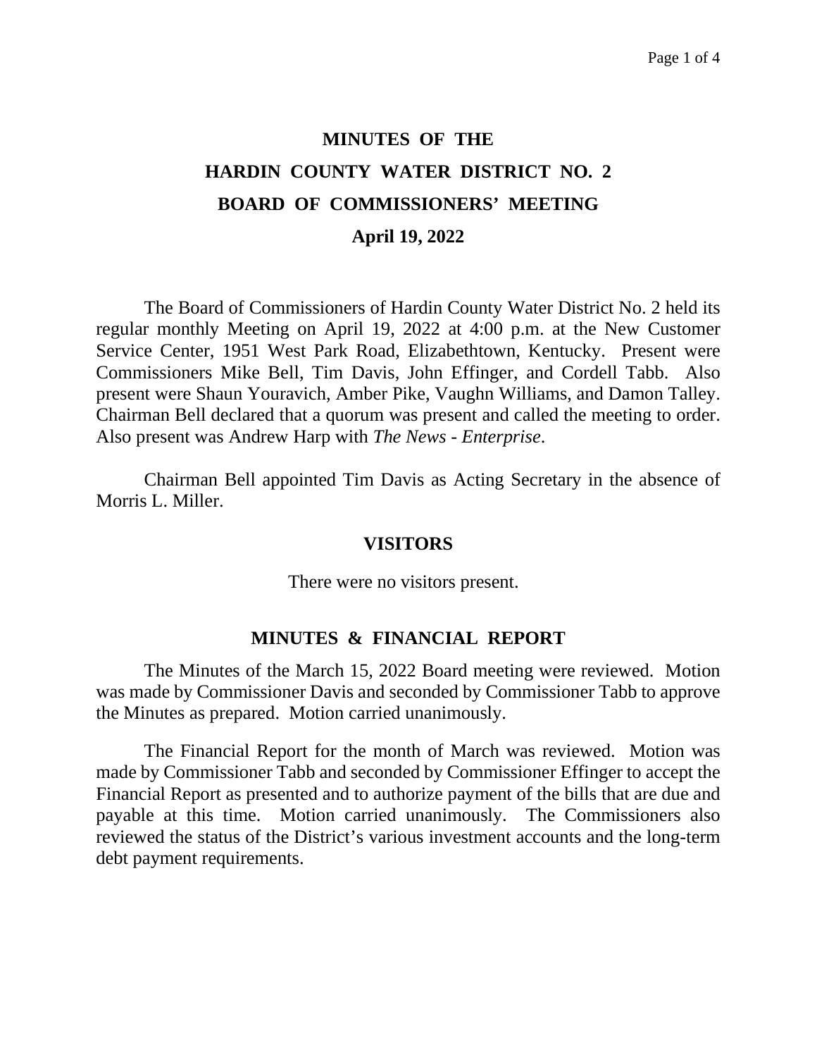# MINUTES OF THE
# HARDIN COUNTY WATER DISTRICT NO. 2
# BOARD OF COMMISSIONERS' MEETING
## April 19, 2022

The Board of Commissioners of Hardin County Water District No. 2 held its regular monthly Meeting on April 19, 2022 at 4:00 p.m. at the New Customer Service Center, 1951 West Park Road, Elizabethtown, Kentucky. Present were Commissioners Mike Bell, Tim Davis, John Effinger, and Cordell Tabb. Also present were Shaun Youravich, Amber Pike, Vaughn Williams, and Damon Talley. Chairman Bell declared that a quorum was present and called the meeting to order. Also present was Andrew Harp with *The News - Enterprise*.

Chairman Bell appointed Tim Davis as Acting Secretary in the absence of Morris L. Miller.

## VISITORS

There were no visitors present.

## MINUTES & FINANCIAL REPORT

The Minutes of the March 15, 2022 Board meeting were reviewed. Motion was made by Commissioner Davis and seconded by Commissioner Tabb to approve the Minutes as prepared. Motion carried unanimously.

The Financial Report for the month of March was reviewed. Motion was made by Commissioner Tabb and seconded by Commissioner Effinger to accept the Financial Report as presented and to authorize payment of the bills that are due and payable at this time. Motion carried unanimously. The Commissioners also reviewed the status of the District's various investment accounts and the long-term debt payment requirements.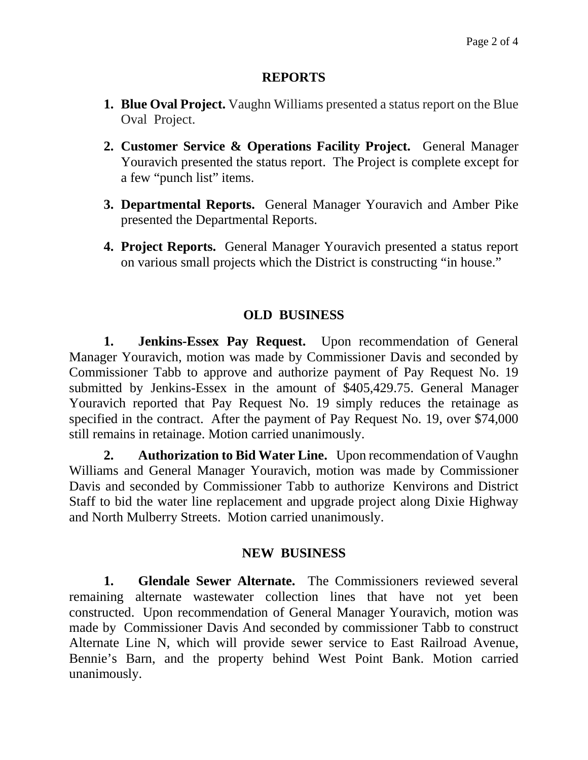## REPORTS

1. **Blue Oval Project.** Vaughn Williams presented a status report on the Blue Oval Project.

2. **Customer Service & Operations Facility Project.** General Manager Youravich presented the status report. The Project is complete except for a few "punch list" items.

3. **Departmental Reports.** General Manager Youravich and Amber Pike presented the Departmental Reports.

4. **Project Reports.** General Manager Youravich presented a status report on various small projects which the District is constructing "in house."

## OLD BUSINESS

**1. Jenkins-Essex Pay Request.** Upon recommendation of General Manager Youravich, motion was made by Commissioner Davis and seconded by Commissioner Tabb to approve and authorize payment of Pay Request No. 19 submitted by Jenkins-Essex in the amount of $405,429.75. General Manager Youravich reported that Pay Request No. 19 simply reduces the retainage as specified in the contract. After the payment of Pay Request No. 19, over $74,000 still remains in retainage. Motion carried unanimously.

**2. Authorization to Bid Water Line.** Upon recommendation of Vaughn Williams and General Manager Youravich, motion was made by Commissioner Davis and seconded by Commissioner Tabb to authorize Kenvirons and District Staff to bid the water line replacement and upgrade project along Dixie Highway and North Mulberry Streets. Motion carried unanimously.

## NEW BUSINESS

**1. Glendale Sewer Alternate.** The Commissioners reviewed several remaining alternate wastewater collection lines that have not yet been constructed. Upon recommendation of General Manager Youravich, motion was made by Commissioner Davis And seconded by commissioner Tabb to construct Alternate Line N, which will provide sewer service to East Railroad Avenue, Bennie's Barn, and the property behind West Point Bank. Motion carried unanimously.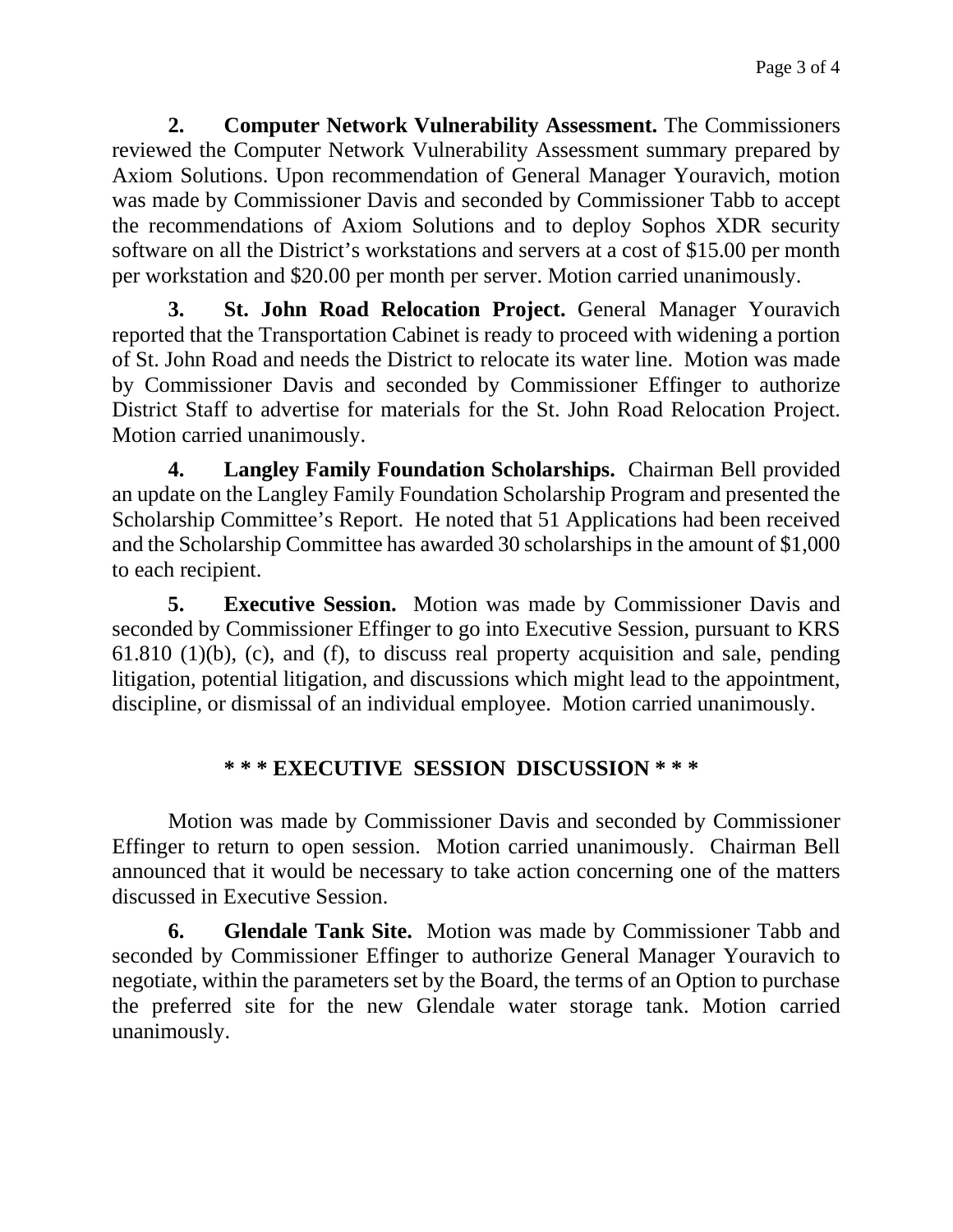**2. Computer Network Vulnerability Assessment.** The Commissioners reviewed the Computer Network Vulnerability Assessment summary prepared by Axiom Solutions. Upon recommendation of General Manager Youravich, motion was made by Commissioner Davis and seconded by Commissioner Tabb to accept the recommendations of Axiom Solutions and to deploy Sophos XDR security software on all the District's workstations and servers at a cost of $15.00 per month per workstation and $20.00 per month per server. Motion carried unanimously.

**3. St. John Road Relocation Project.** General Manager Youravich reported that the Transportation Cabinet is ready to proceed with widening a portion of St. John Road and needs the District to relocate its water line. Motion was made by Commissioner Davis and seconded by Commissioner Effinger to authorize District Staff to advertise for materials for the St. John Road Relocation Project. Motion carried unanimously.

**4. Langley Family Foundation Scholarships.** Chairman Bell provided an update on the Langley Family Foundation Scholarship Program and presented the Scholarship Committee's Report. He noted that 51 Applications had been received and the Scholarship Committee has awarded 30 scholarships in the amount of $1,000 to each recipient.

**5. Executive Session.** Motion was made by Commissioner Davis and seconded by Commissioner Effinger to go into Executive Session, pursuant to KRS 61.810 (1)(b), (c), and (f), to discuss real property acquisition and sale, pending litigation, potential litigation, and discussions which might lead to the appointment, discipline, or dismissal of an individual employee. Motion carried unanimously.

**\* \* \* EXECUTIVE SESSION DISCUSSION \* \* \***

Motion was made by Commissioner Davis and seconded by Commissioner Effinger to return to open session. Motion carried unanimously. Chairman Bell announced that it would be necessary to take action concerning one of the matters discussed in Executive Session.

**6. Glendale Tank Site.** Motion was made by Commissioner Tabb and seconded by Commissioner Effinger to authorize General Manager Youravich to negotiate, within the parameters set by the Board, the terms of an Option to purchase the preferred site for the new Glendale water storage tank. Motion carried unanimously.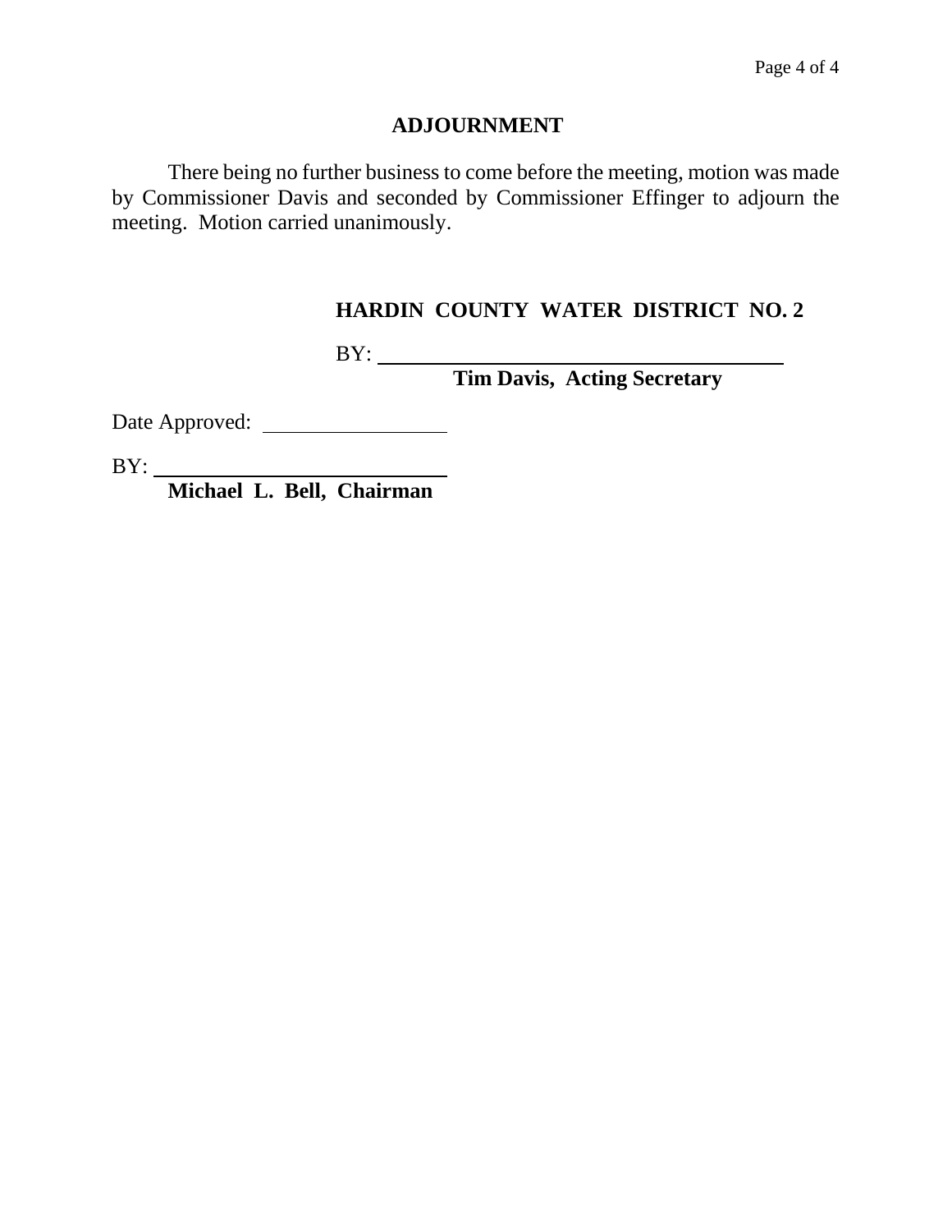## ADJOURNMENT

There being no further business to come before the meeting, motion was made by Commissioner Davis and seconded by Commissioner Effinger to adjourn the meeting. Motion carried unanimously.

**HARDIN COUNTY WATER DISTRICT NO. 2**

BY: ______________________________

**Tim Davis, Acting Secretary**

Date Approved: ________________

BY: __________________________

**Michael L. Bell, Chairman**